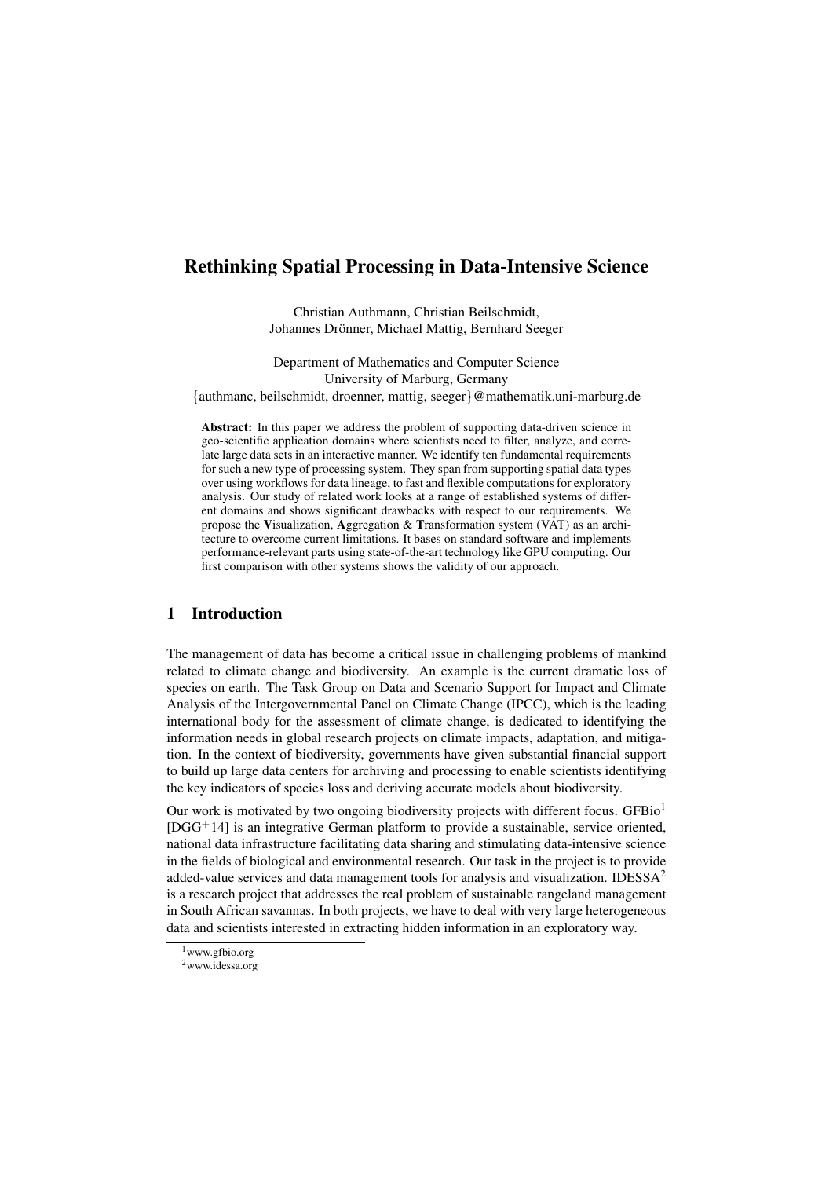# Rethinking Spatial Processing in Data-Intensive Science

Christian Authmann, Christian Beilschmidt,
Johannes Drönner, Michael Mattig, Bernhard Seeger

Department of Mathematics and Computer Science
University of Marburg, Germany
{authmanc, beilschmidt, droenner, mattig, seeger}@mathematik.uni-marburg.de

**Abstract:** In this paper we address the problem of supporting data-driven science in geo-scientific application domains where scientists need to filter, analyze, and correlate large data sets in an interactive manner. We identify ten fundamental requirements for such a new type of processing system. They span from supporting spatial data types over using workflows for data lineage, to fast and flexible computations for exploratory analysis. Our study of related work looks at a range of established systems of different domains and shows significant drawbacks with respect to our requirements. We propose the **V**isualization, **A**ggregation & **T**ransformation system (VAT) as an architecture to overcome current limitations. It bases on standard software and implements performance-relevant parts using state-of-the-art technology like GPU computing. Our first comparison with other systems shows the validity of our approach.

## 1 Introduction

The management of data has become a critical issue in challenging problems of mankind related to climate change and biodiversity. An example is the current dramatic loss of species on earth. The Task Group on Data and Scenario Support for Impact and Climate Analysis of the Intergovernmental Panel on Climate Change (IPCC), which is the leading international body for the assessment of climate change, is dedicated to identifying the information needs in global research projects on climate impacts, adaptation, and mitigation. In the context of biodiversity, governments have given substantial financial support to build up large data centers for archiving and processing to enable scientists identifying the key indicators of species loss and deriving accurate models about biodiversity.

Our work is motivated by two ongoing biodiversity projects with different focus. GFBio[1] [DGG+14] is an integrative German platform to provide a sustainable, service oriented, national data infrastructure facilitating data sharing and stimulating data-intensive science in the fields of biological and environmental research. Our task in the project is to provide added-value services and data management tools for analysis and visualization. IDESSA[2] is a research project that addresses the real problem of sustainable rangeland management in South African savannas. In both projects, we have to deal with very large heterogeneous data and scientists interested in extracting hidden information in an exploratory way.

[1] www.gfbio.org

[2] www.idessa.org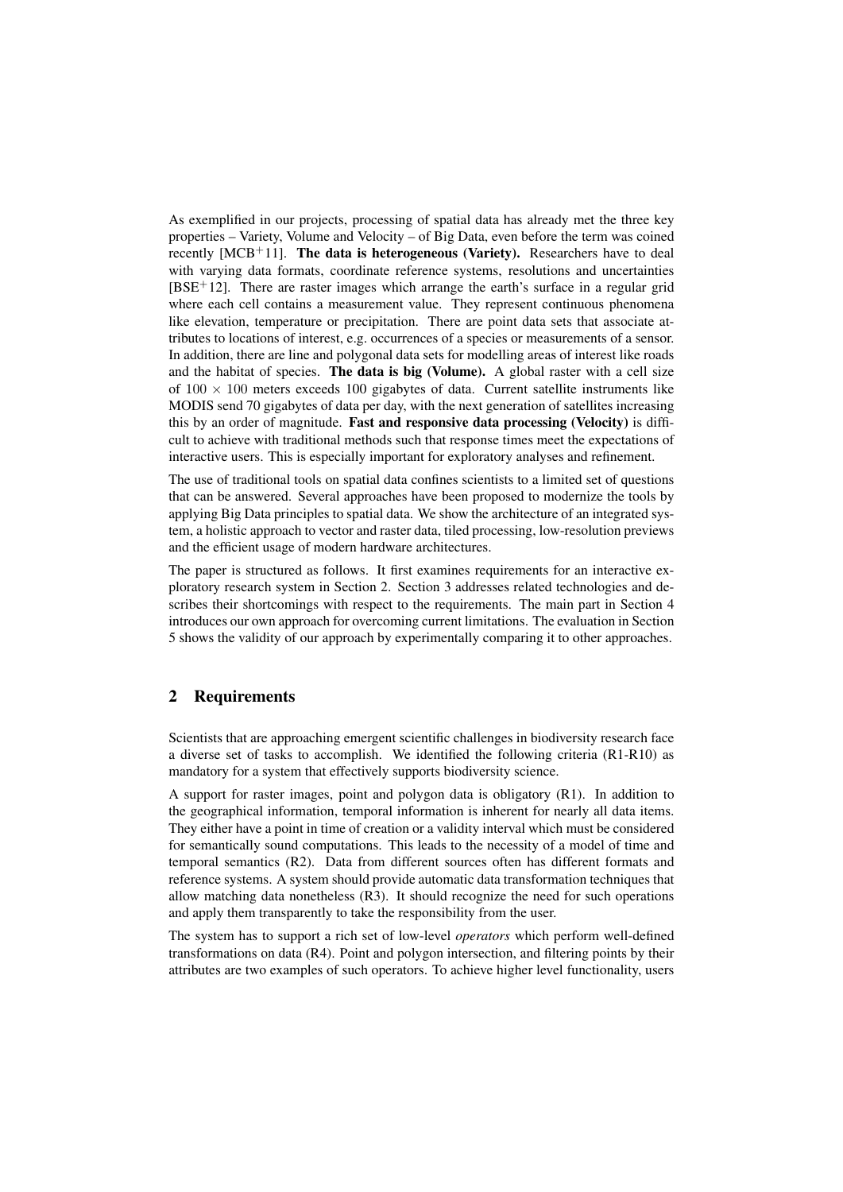As exemplified in our projects, processing of spatial data has already met the three key properties – Variety, Volume and Velocity – of Big Data, even before the term was coined recently [MCB+11]. **The data is heterogeneous (Variety).** Researchers have to deal with varying data formats, coordinate reference systems, resolutions and uncertainties [BSE+12]. There are raster images which arrange the earth's surface in a regular grid where each cell contains a measurement value. They represent continuous phenomena like elevation, temperature or precipitation. There are point data sets that associate attributes to locations of interest, e.g. occurrences of a species or measurements of a sensor. In addition, there are line and polygonal data sets for modelling areas of interest like roads and the habitat of species. **The data is big (Volume).** A global raster with a cell size of $100 \times 100$ meters exceeds 100 gigabytes of data. Current satellite instruments like MODIS send 70 gigabytes of data per day, with the next generation of satellites increasing this by an order of magnitude. **Fast and responsive data processing (Velocity)** is difficult to achieve with traditional methods such that response times meet the expectations of interactive users. This is especially important for exploratory analyses and refinement.

The use of traditional tools on spatial data confines scientists to a limited set of questions that can be answered. Several approaches have been proposed to modernize the tools by applying Big Data principles to spatial data. We show the architecture of an integrated system, a holistic approach to vector and raster data, tiled processing, low-resolution previews and the efficient usage of modern hardware architectures.

The paper is structured as follows. It first examines requirements for an interactive exploratory research system in Section 2. Section 3 addresses related technologies and describes their shortcomings with respect to the requirements. The main part in Section 4 introduces our own approach for overcoming current limitations. The evaluation in Section 5 shows the validity of our approach by experimentally comparing it to other approaches.

## 2 Requirements

Scientists that are approaching emergent scientific challenges in biodiversity research face a diverse set of tasks to accomplish. We identified the following criteria (R1-R10) as mandatory for a system that effectively supports biodiversity science.

A support for raster images, point and polygon data is obligatory (R1). In addition to the geographical information, temporal information is inherent for nearly all data items. They either have a point in time of creation or a validity interval which must be considered for semantically sound computations. This leads to the necessity of a model of time and temporal semantics (R2). Data from different sources often has different formats and reference systems. A system should provide automatic data transformation techniques that allow matching data nonetheless (R3). It should recognize the need for such operations and apply them transparently to take the responsibility from the user.

The system has to support a rich set of low-level *operators* which perform well-defined transformations on data (R4). Point and polygon intersection, and filtering points by their attributes are two examples of such operators. To achieve higher level functionality, users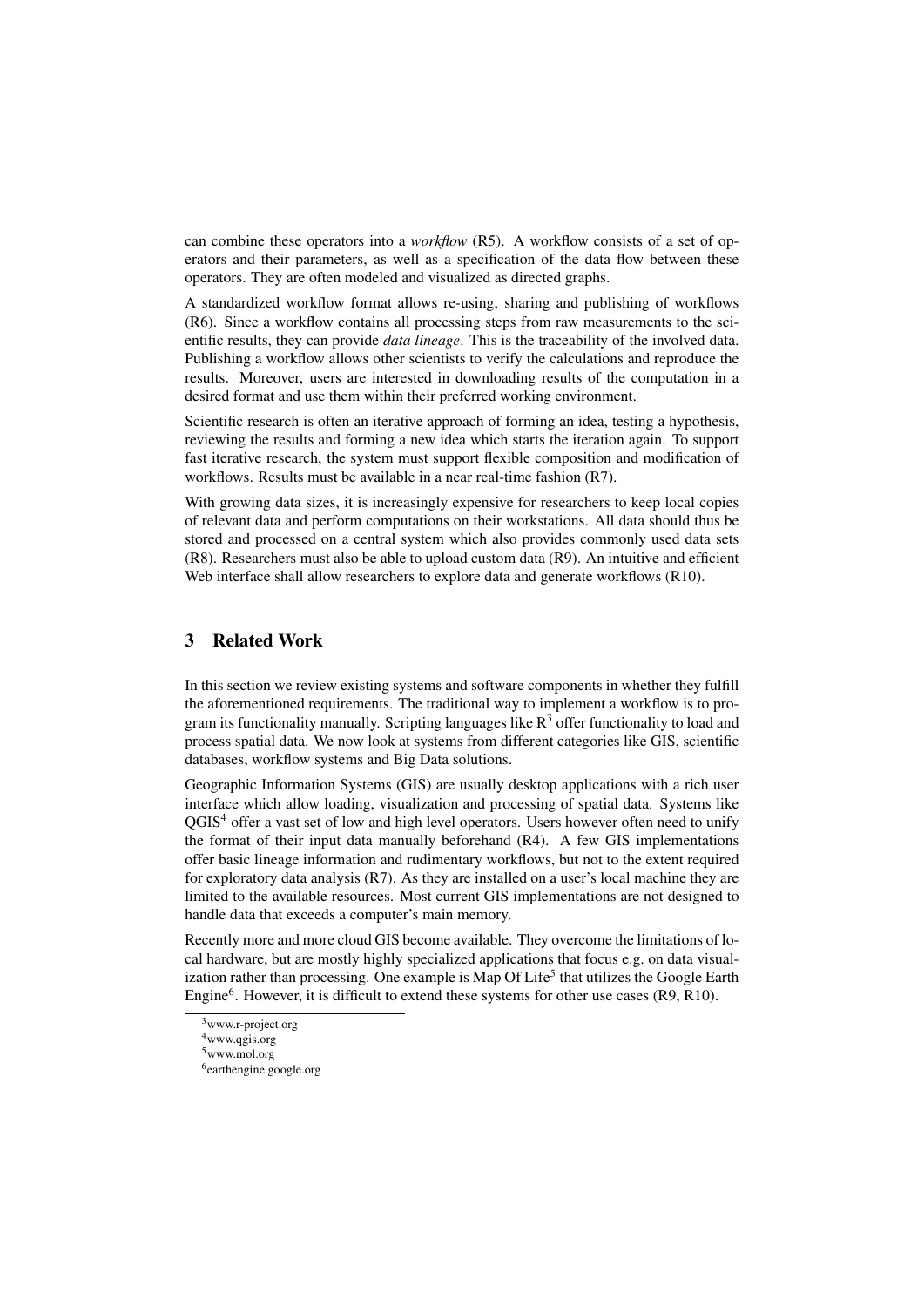can combine these operators into a *workflow* (R5). A workflow consists of a set of operators and their parameters, as well as a specification of the data flow between these operators. They are often modeled and visualized as directed graphs.

A standardized workflow format allows re-using, sharing and publishing of workflows (R6). Since a workflow contains all processing steps from raw measurements to the scientific results, they can provide *data lineage*. This is the traceability of the involved data. Publishing a workflow allows other scientists to verify the calculations and reproduce the results. Moreover, users are interested in downloading results of the computation in a desired format and use them within their preferred working environment.

Scientific research is often an iterative approach of forming an idea, testing a hypothesis, reviewing the results and forming a new idea which starts the iteration again. To support fast iterative research, the system must support flexible composition and modification of workflows. Results must be available in a near real-time fashion (R7).

With growing data sizes, it is increasingly expensive for researchers to keep local copies of relevant data and perform computations on their workstations. All data should thus be stored and processed on a central system which also provides commonly used data sets (R8). Researchers must also be able to upload custom data (R9). An intuitive and efficient Web interface shall allow researchers to explore data and generate workflows (R10).

## 3 Related Work

In this section we review existing systems and software components in whether they fulfill the aforementioned requirements. The traditional way to implement a workflow is to program its functionality manually. Scripting languages like R[3] offer functionality to load and process spatial data. We now look at systems from different categories like GIS, scientific databases, workflow systems and Big Data solutions.

Geographic Information Systems (GIS) are usually desktop applications with a rich user interface which allow loading, visualization and processing of spatial data. Systems like QGIS[4] offer a vast set of low and high level operators. Users however often need to unify the format of their input data manually beforehand (R4). A few GIS implementations offer basic lineage information and rudimentary workflows, but not to the extent required for exploratory data analysis (R7). As they are installed on a user's local machine they are limited to the available resources. Most current GIS implementations are not designed to handle data that exceeds a computer's main memory.

Recently more and more cloud GIS become available. They overcome the limitations of local hardware, but are mostly highly specialized applications that focus e.g. on data visualization rather than processing. One example is Map Of Life[5] that utilizes the Google Earth Engine[6]. However, it is difficult to extend these systems for other use cases (R9, R10).

[3] www.r-project.org

[4] www.qgis.org

[5] www.mol.org

[6] earthengine.google.org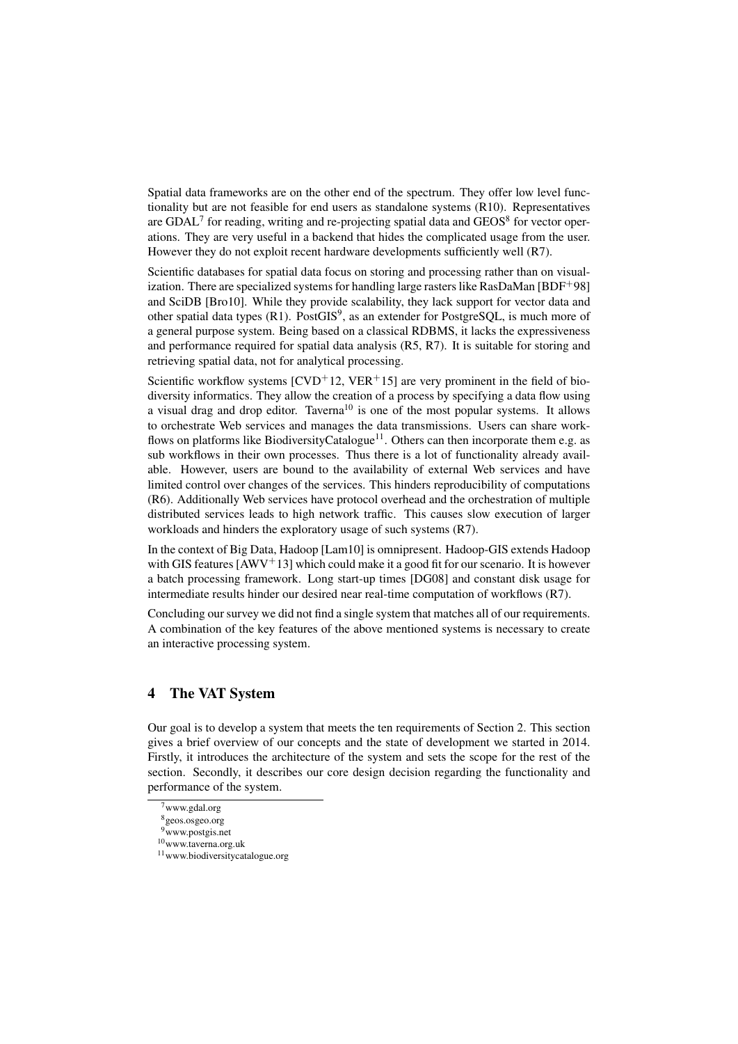Spatial data frameworks are on the other end of the spectrum. They offer low level functionality but are not feasible for end users as standalone systems (R10). Representatives are GDAL[7] for reading, writing and re-projecting spatial data and GEOS[8] for vector operations. They are very useful in a backend that hides the complicated usage from the user. However they do not exploit recent hardware developments sufficiently well (R7).

Scientific databases for spatial data focus on storing and processing rather than on visualization. There are specialized systems for handling large rasters like RasDaMan [BDF+98] and SciDB [Bro10]. While they provide scalability, they lack support for vector data and other spatial data types (R1). PostGIS[9], as an extender for PostgreSQL, is much more of a general purpose system. Being based on a classical RDBMS, it lacks the expressiveness and performance required for spatial data analysis (R5, R7). It is suitable for storing and retrieving spatial data, not for analytical processing.

Scientific workflow systems [CVD+12, VER+15] are very prominent in the field of biodiversity informatics. They allow the creation of a process by specifying a data flow using a visual drag and drop editor. Taverna[10] is one of the most popular systems. It allows to orchestrate Web services and manages the data transmissions. Users can share workflows on platforms like BiodiversityCatalogue[11]. Others can then incorporate them e.g. as sub workflows in their own processes. Thus there is a lot of functionality already available. However, users are bound to the availability of external Web services and have limited control over changes of the services. This hinders reproducibility of computations (R6). Additionally Web services have protocol overhead and the orchestration of multiple distributed services leads to high network traffic. This causes slow execution of larger workloads and hinders the exploratory usage of such systems (R7).

In the context of Big Data, Hadoop [Lam10] is omnipresent. Hadoop-GIS extends Hadoop with GIS features [AWV+13] which could make it a good fit for our scenario. It is however a batch processing framework. Long start-up times [DG08] and constant disk usage for intermediate results hinder our desired near real-time computation of workflows (R7).

Concluding our survey we did not find a single system that matches all of our requirements. A combination of the key features of the above mentioned systems is necessary to create an interactive processing system.

## 4 The VAT System

Our goal is to develop a system that meets the ten requirements of Section 2. This section gives a brief overview of our concepts and the state of development we started in 2014. Firstly, it introduces the architecture of the system and sets the scope for the rest of the section. Secondly, it describes our core design decision regarding the functionality and performance of the system.

[7] www.gdal.org

[8] geos.osgeo.org

[9] www.postgis.net

[10] www.taverna.org.uk

[11] www.biodiversitycatalogue.org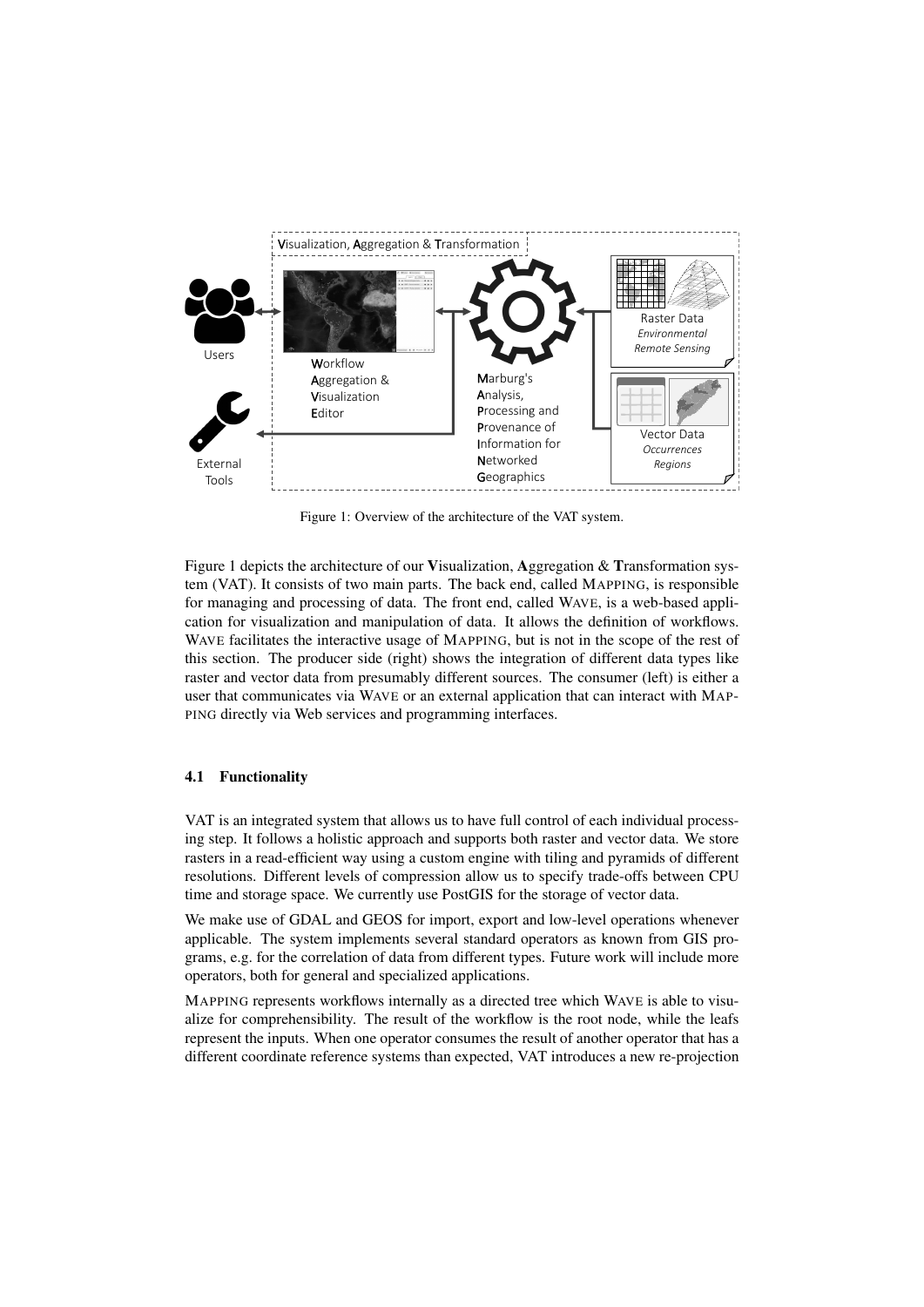Figure 1: Overview of the architecture of the VAT system.

Figure 1 depicts the architecture of our **V**isualization, **A**ggregation & **T**ransformation system (VAT). It consists of two main parts. The back end, called MAPPING, is responsible for managing and processing of data. The front end, called WAVE, is a web-based application for visualization and manipulation of data. It allows the definition of workflows. WAVE facilitates the interactive usage of MAPPING, but is not in the scope of the rest of this section. The producer side (right) shows the integration of different data types like raster and vector data from presumably different sources. The consumer (left) is either a user that communicates via WAVE or an external application that can interact with MAPPING directly via Web services and programming interfaces.

### 4.1 Functionality

VAT is an integrated system that allows us to have full control of each individual processing step. It follows a holistic approach and supports both raster and vector data. We store rasters in a read-efficient way using a custom engine with tiling and pyramids of different resolutions. Different levels of compression allow us to specify trade-offs between CPU time and storage space. We currently use PostGIS for the storage of vector data.

We make use of GDAL and GEOS for import, export and low-level operations whenever applicable. The system implements several standard operators as known from GIS programs, e.g. for the correlation of data from different types. Future work will include more operators, both for general and specialized applications.

MAPPING represents workflows internally as a directed tree which WAVE is able to visualize for comprehensibility. The result of the workflow is the root node, while the leafs represent the inputs. When one operator consumes the result of another operator that has a different coordinate reference systems than expected, VAT introduces a new re-projection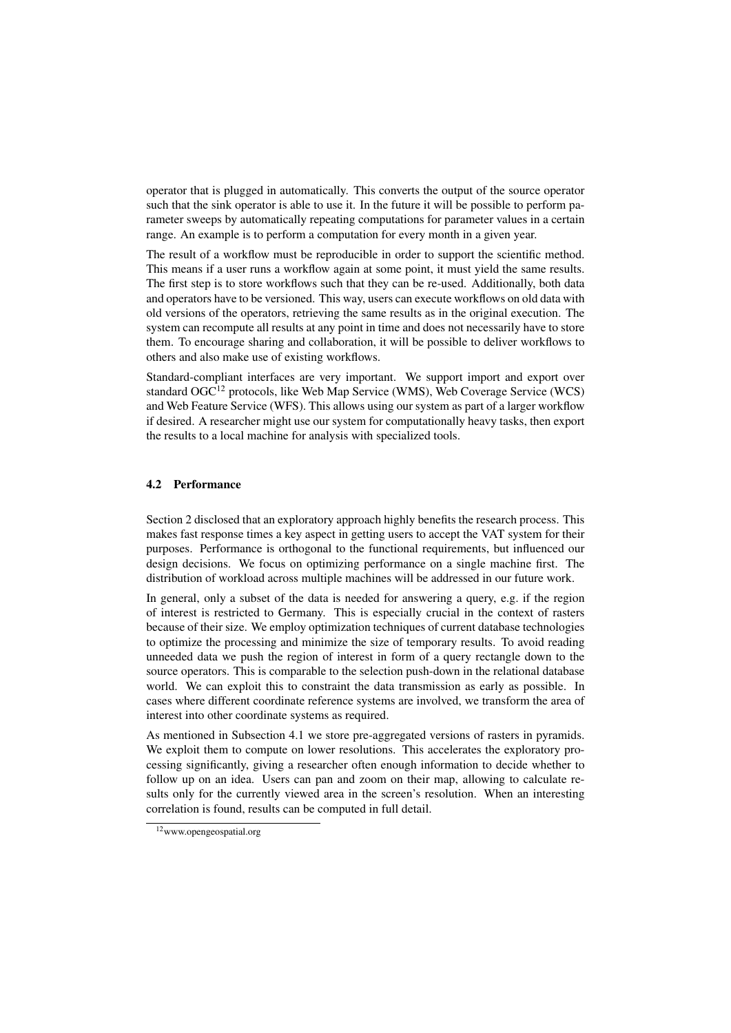operator that is plugged in automatically. This converts the output of the source operator such that the sink operator is able to use it. In the future it will be possible to perform parameter sweeps by automatically repeating computations for parameter values in a certain range. An example is to perform a computation for every month in a given year.

The result of a workflow must be reproducible in order to support the scientific method. This means if a user runs a workflow again at some point, it must yield the same results. The first step is to store workflows such that they can be re-used. Additionally, both data and operators have to be versioned. This way, users can execute workflows on old data with old versions of the operators, retrieving the same results as in the original execution. The system can recompute all results at any point in time and does not necessarily have to store them. To encourage sharing and collaboration, it will be possible to deliver workflows to others and also make use of existing workflows.

Standard-compliant interfaces are very important. We support import and export over standard OGC[12] protocols, like Web Map Service (WMS), Web Coverage Service (WCS) and Web Feature Service (WFS). This allows using our system as part of a larger workflow if desired. A researcher might use our system for computationally heavy tasks, then export the results to a local machine for analysis with specialized tools.

### 4.2 Performance

Section 2 disclosed that an exploratory approach highly benefits the research process. This makes fast response times a key aspect in getting users to accept the VAT system for their purposes. Performance is orthogonal to the functional requirements, but influenced our design decisions. We focus on optimizing performance on a single machine first. The distribution of workload across multiple machines will be addressed in our future work.

In general, only a subset of the data is needed for answering a query, e.g. if the region of interest is restricted to Germany. This is especially crucial in the context of rasters because of their size. We employ optimization techniques of current database technologies to optimize the processing and minimize the size of temporary results. To avoid reading unneeded data we push the region of interest in form of a query rectangle down to the source operators. This is comparable to the selection push-down in the relational database world. We can exploit this to constraint the data transmission as early as possible. In cases where different coordinate reference systems are involved, we transform the area of interest into other coordinate systems as required.

As mentioned in Subsection 4.1 we store pre-aggregated versions of rasters in pyramids. We exploit them to compute on lower resolutions. This accelerates the exploratory processing significantly, giving a researcher often enough information to decide whether to follow up on an idea. Users can pan and zoom on their map, allowing to calculate results only for the currently viewed area in the screen's resolution. When an interesting correlation is found, results can be computed in full detail.

[12] www.opengeospatial.org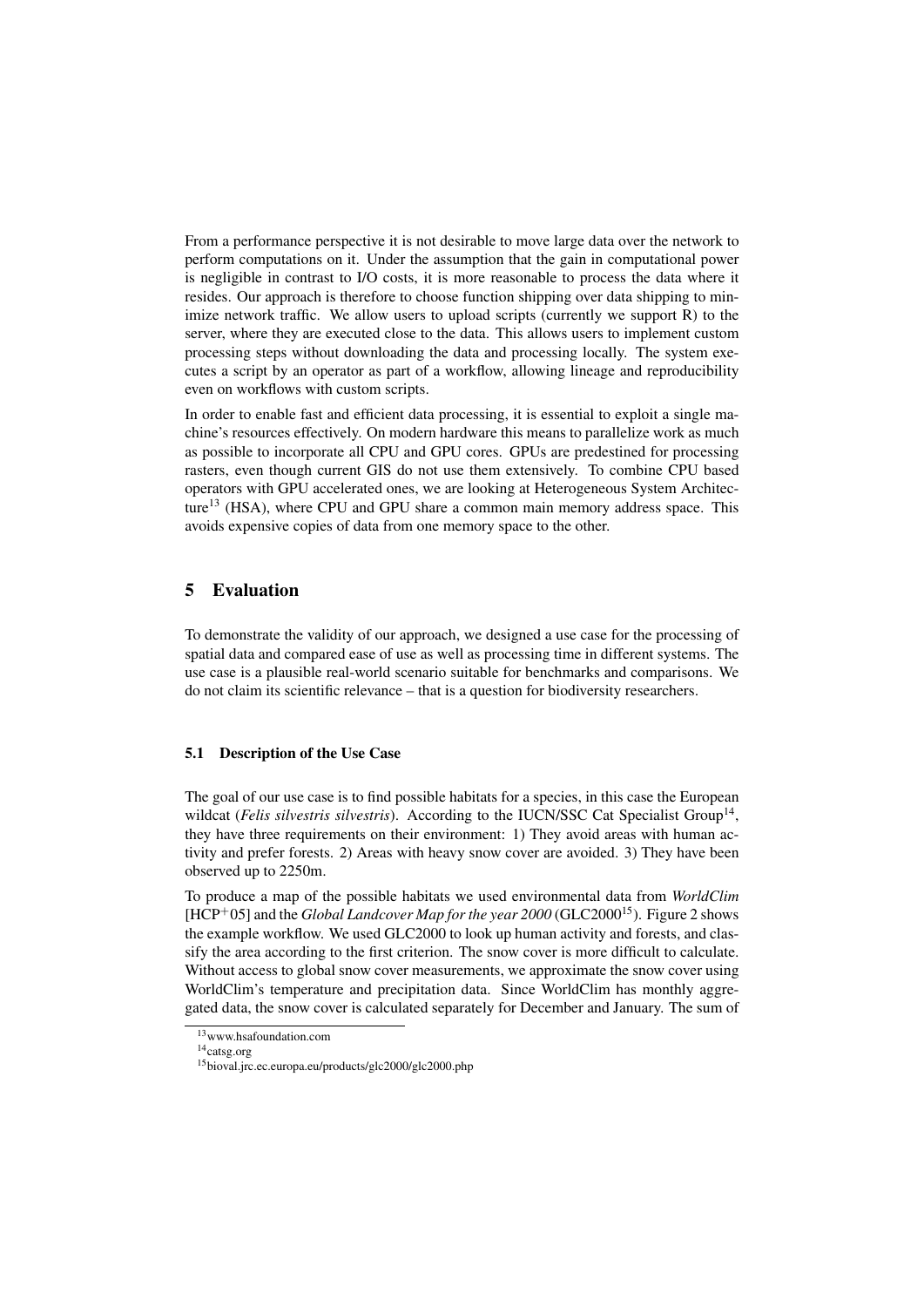From a performance perspective it is not desirable to move large data over the network to perform computations on it. Under the assumption that the gain in computational power is negligible in contrast to I/O costs, it is more reasonable to process the data where it resides. Our approach is therefore to choose function shipping over data shipping to minimize network traffic. We allow users to upload scripts (currently we support R) to the server, where they are executed close to the data. This allows users to implement custom processing steps without downloading the data and processing locally. The system executes a script by an operator as part of a workflow, allowing lineage and reproducibility even on workflows with custom scripts.

In order to enable fast and efficient data processing, it is essential to exploit a single machine's resources effectively. On modern hardware this means to parallelize work as much as possible to incorporate all CPU and GPU cores. GPUs are predestined for processing rasters, even though current GIS do not use them extensively. To combine CPU based operators with GPU accelerated ones, we are looking at Heterogeneous System Architecture[13] (HSA), where CPU and GPU share a common main memory address space. This avoids expensive copies of data from one memory space to the other.

## 5 Evaluation

To demonstrate the validity of our approach, we designed a use case for the processing of spatial data and compared ease of use as well as processing time in different systems. The use case is a plausible real-world scenario suitable for benchmarks and comparisons. We do not claim its scientific relevance – that is a question for biodiversity researchers.

### 5.1 Description of the Use Case

The goal of our use case is to find possible habitats for a species, in this case the European wildcat (*Felis silvestris silvestris*). According to the IUCN/SSC Cat Specialist Group[14], they have three requirements on their environment: 1) They avoid areas with human activity and prefer forests. 2) Areas with heavy snow cover are avoided. 3) They have been observed up to 2250m.

To produce a map of the possible habitats we used environmental data from *WorldClim* [HCP+05] and the *Global Landcover Map for the year 2000* (GLC2000[15]). Figure 2 shows the example workflow. We used GLC2000 to look up human activity and forests, and classify the area according to the first criterion. The snow cover is more difficult to calculate. Without access to global snow cover measurements, we approximate the snow cover using WorldClim's temperature and precipitation data. Since WorldClim has monthly aggregated data, the snow cover is calculated separately for December and January. The sum of

[13] www.hsafoundation.com

[14] catsg.org

[15] bioval.jrc.ec.europa.eu/products/glc2000/glc2000.php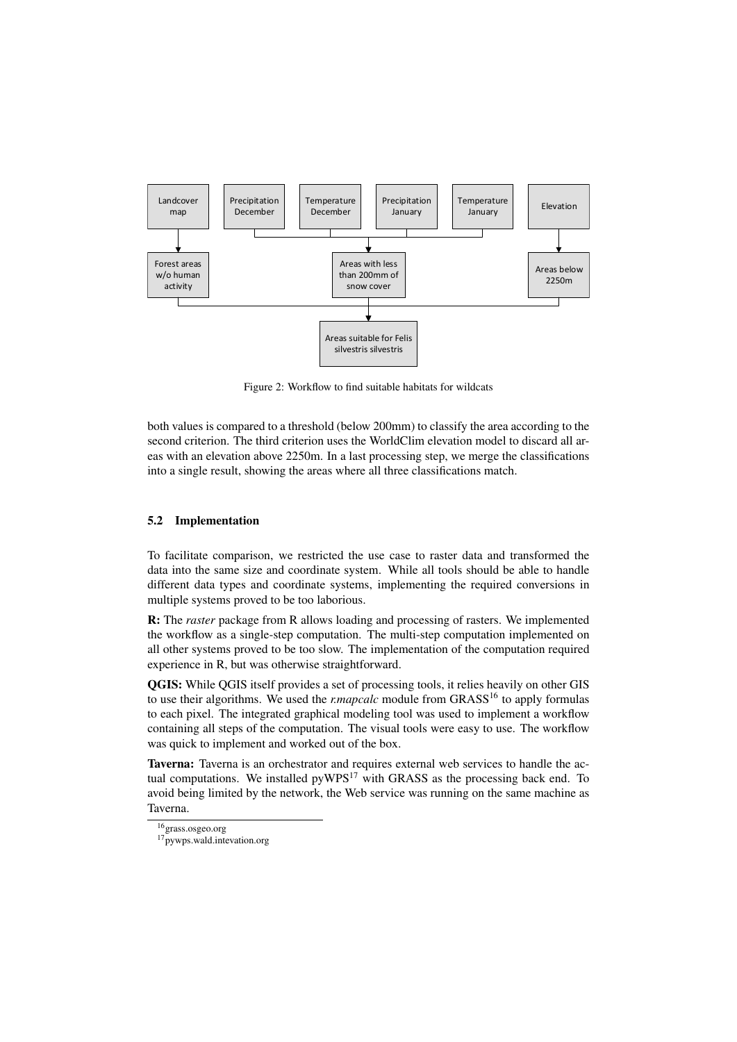Figure 2: Workflow to find suitable habitats for wildcats

both values is compared to a threshold (below 200mm) to classify the area according to the second criterion. The third criterion uses the WorldClim elevation model to discard all areas with an elevation above 2250m. In a last processing step, we merge the classifications into a single result, showing the areas where all three classifications match.

### 5.2 Implementation

To facilitate comparison, we restricted the use case to raster data and transformed the data into the same size and coordinate system. While all tools should be able to handle different data types and coordinate systems, implementing the required conversions in multiple systems proved to be too laborious.

**R:** The *raster* package from R allows loading and processing of rasters. We implemented the workflow as a single-step computation. The multi-step computation implemented on all other systems proved to be too slow. The implementation of the computation required experience in R, but was otherwise straightforward.

**QGIS:** While QGIS itself provides a set of processing tools, it relies heavily on other GIS to use their algorithms. We used the *r.mapcalc* module from GRASS[16] to apply formulas to each pixel. The integrated graphical modeling tool was used to implement a workflow containing all steps of the computation. The visual tools were easy to use. The workflow was quick to implement and worked out of the box.

**Taverna:** Taverna is an orchestrator and requires external web services to handle the actual computations. We installed pyWPS[17] with GRASS as the processing back end. To avoid being limited by the network, the Web service was running on the same machine as Taverna.

[16] grass.osgeo.org

[17] pywps.wald.intevation.org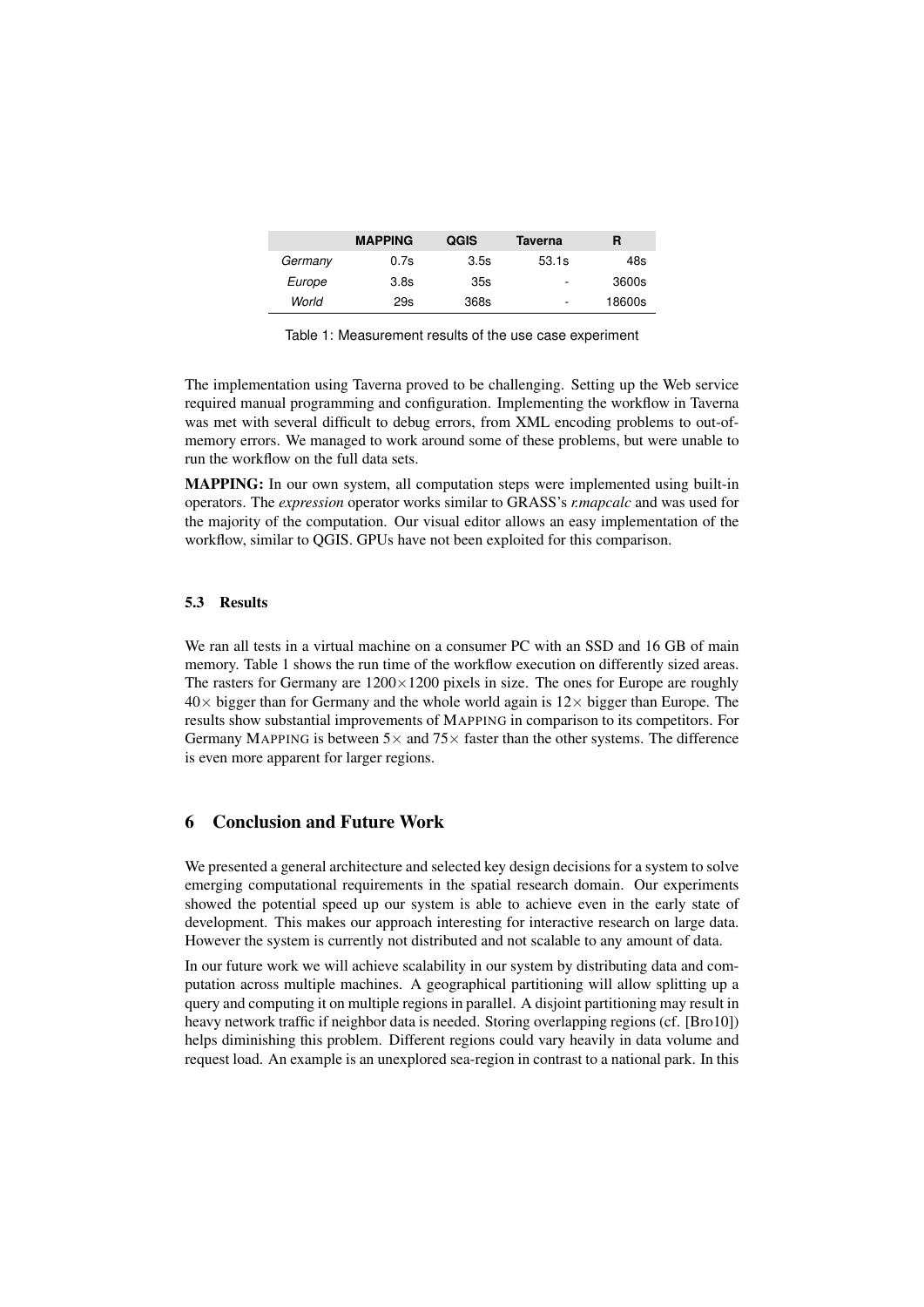| | MAPPING | QGIS | Taverna | R |
|---|---|---|---|---|
| *Germany* | 0.7s | 3.5s | 53.1s | 48s |
| *Europe* | 3.8s | 35s | - | 3600s |
| *World* | 29s | 368s | - | 18600s |

Table 1: Measurement results of the use case experiment

The implementation using Taverna proved to be challenging. Setting up the Web service required manual programming and configuration. Implementing the workflow in Taverna was met with several difficult to debug errors, from XML encoding problems to out-of-memory errors. We managed to work around some of these problems, but were unable to run the workflow on the full data sets.

**MAPPING:** In our own system, all computation steps were implemented using built-in operators. The *expression* operator works similar to GRASS's *r.mapcalc* and was used for the majority of the computation. Our visual editor allows an easy implementation of the workflow, similar to QGIS. GPUs have not been exploited for this comparison.

### 5.3 Results

We ran all tests in a virtual machine on a consumer PC with an SSD and 16 GB of main memory. Table 1 shows the run time of the workflow execution on differently sized areas. The rasters for Germany are $1200 \times 1200$ pixels in size. The ones for Europe are roughly $40\times$ bigger than for Germany and the whole world again is $12\times$ bigger than Europe. The results show substantial improvements of MAPPING in comparison to its competitors. For Germany MAPPING is between $5\times$ and $75\times$ faster than the other systems. The difference is even more apparent for larger regions.

## 6 Conclusion and Future Work

We presented a general architecture and selected key design decisions for a system to solve emerging computational requirements in the spatial research domain. Our experiments showed the potential speed up our system is able to achieve even in the early state of development. This makes our approach interesting for interactive research on large data. However the system is currently not distributed and not scalable to any amount of data.

In our future work we will achieve scalability in our system by distributing data and computation across multiple machines. A geographical partitioning will allow splitting up a query and computing it on multiple regions in parallel. A disjoint partitioning may result in heavy network traffic if neighbor data is needed. Storing overlapping regions (cf. [Bro10]) helps diminishing this problem. Different regions could vary heavily in data volume and request load. An example is an unexplored sea-region in contrast to a national park. In this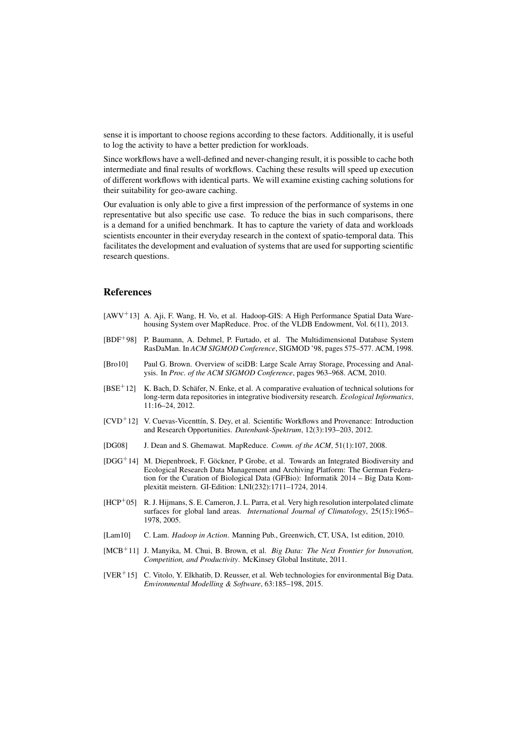sense it is important to choose regions according to these factors. Additionally, it is useful to log the activity to have a better prediction for workloads.

Since workflows have a well-defined and never-changing result, it is possible to cache both intermediate and final results of workflows. Caching these results will speed up execution of different workflows with identical parts. We will examine existing caching solutions for their suitability for geo-aware caching.

Our evaluation is only able to give a first impression of the performance of systems in one representative but also specific use case. To reduce the bias in such comparisons, there is a demand for a unified benchmark. It has to capture the variety of data and workloads scientists encounter in their everyday research in the context of spatio-temporal data. This facilitates the development and evaluation of systems that are used for supporting scientific research questions.

## References

[AWV+13] A. Aji, F. Wang, H. Vo, et al. Hadoop-GIS: A High Performance Spatial Data Warehousing System over MapReduce. Proc. of the VLDB Endowment, Vol. 6(11), 2013.

[BDF+98] P. Baumann, A. Dehmel, P. Furtado, et al. The Multidimensional Database System RasDaMan. In *ACM SIGMOD Conference*, SIGMOD '98, pages 575–577. ACM, 1998.

[Bro10] Paul G. Brown. Overview of sciDB: Large Scale Array Storage, Processing and Analysis. In *Proc. of the ACM SIGMOD Conference*, pages 963–968. ACM, 2010.

[BSE+12] K. Bach, D. Schäfer, N. Enke, et al. A comparative evaluation of technical solutions for long-term data repositories in integrative biodiversity research. *Ecological Informatics*, 11:16–24, 2012.

[CVD+12] V. Cuevas-Vicenttín, S. Dey, et al. Scientific Workflows and Provenance: Introduction and Research Opportunities. *Datenbank-Spektrum*, 12(3):193–203, 2012.

[DG08] J. Dean and S. Ghemawat. MapReduce. *Comm. of the ACM*, 51(1):107, 2008.

[DGG+14] M. Diepenbroek, F. Göckner, P Grobe, et al. Towards an Integrated Biodiversity and Ecological Research Data Management and Archiving Platform: The German Federation for the Curation of Biological Data (GFBio): Informatik 2014 – Big Data Komplexität meistern. GI-Edition: LNI(232):1711–1724, 2014.

[HCP+05] R. J. Hijmans, S. E. Cameron, J. L. Parra, et al. Very high resolution interpolated climate surfaces for global land areas. *International Journal of Climatology*, 25(15):1965–1978, 2005.

[Lam10] C. Lam. *Hadoop in Action*. Manning Pub., Greenwich, CT, USA, 1st edition, 2010.

[MCB+11] J. Manyika, M. Chui, B. Brown, et al. *Big Data: The Next Frontier for Innovation, Competition, and Productivity*. McKinsey Global Institute, 2011.

[VER+15] C. Vitolo, Y. Elkhatib, D. Reusser, et al. Web technologies for environmental Big Data. *Environmental Modelling & Software*, 63:185–198, 2015.